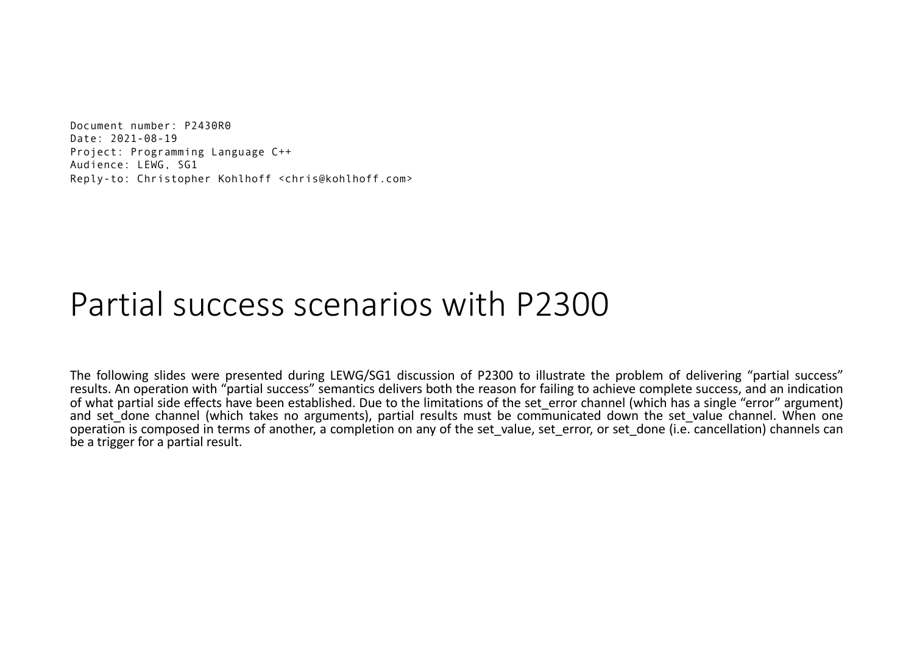```
Document number: P2430R0
Date: 2021-08-19
Project: Programming Language C++
Audience: LEWG, SG1
Reply-to: Christopher Kohlhoff <chris@kohlhoff.com>
```

# Partial success scenarios with P2300

The following slides were presented during LEWG/SG1 discussion of P2300 to illustrate the problem of delivering "partial success" results. An operation with "partial success" semantics delivers both the reason for failing to achieve complete success, and an indication of what partial side effects have been established. Due to the limitations of the set_error channel (which has a single "error" argument) and set_done channel (which takes no arguments), partial results must be communicated down the set_value channel. When one operation is composed in terms of another, a completion on any of the set_value, set_error, or set_done (i.e. cancellation) channels can be a trigger for a partial result.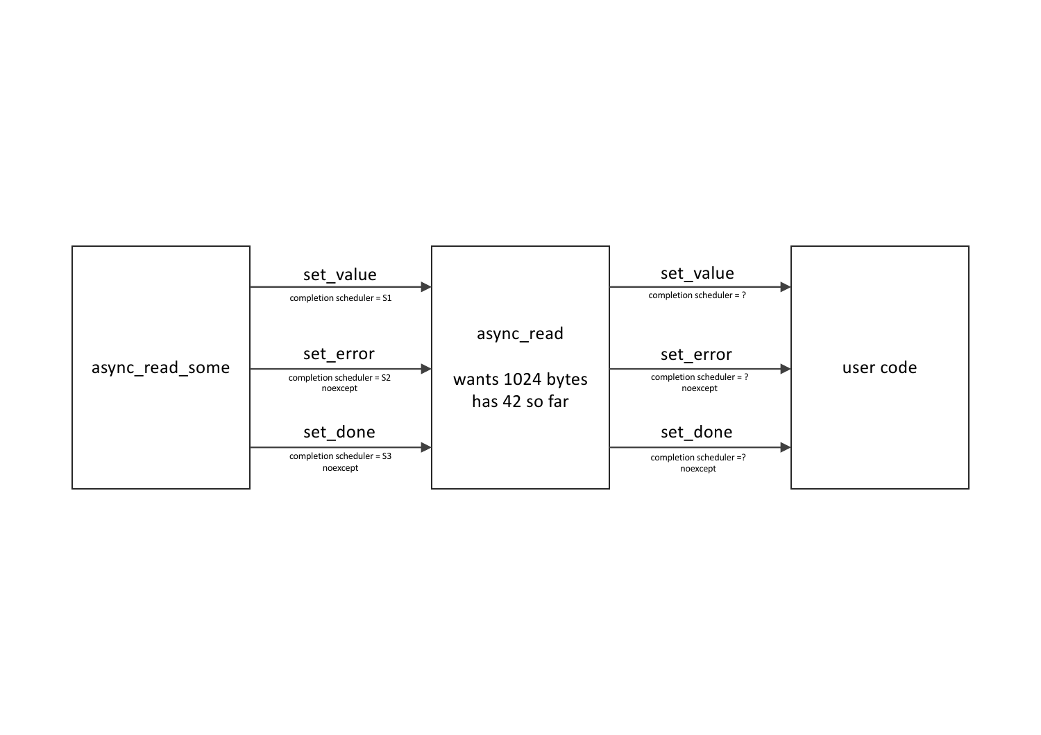async_read_some

set_value
completion scheduler = S1

set_error
completion scheduler = S2
noexcept

set_done
completion scheduler = S3
noexcept

async_read

wants 1024 bytes
has 42 so far

set_value
completion scheduler = ?

set_error
completion scheduler = ?
noexcept

set_done
completion scheduler =?
noexcept

user code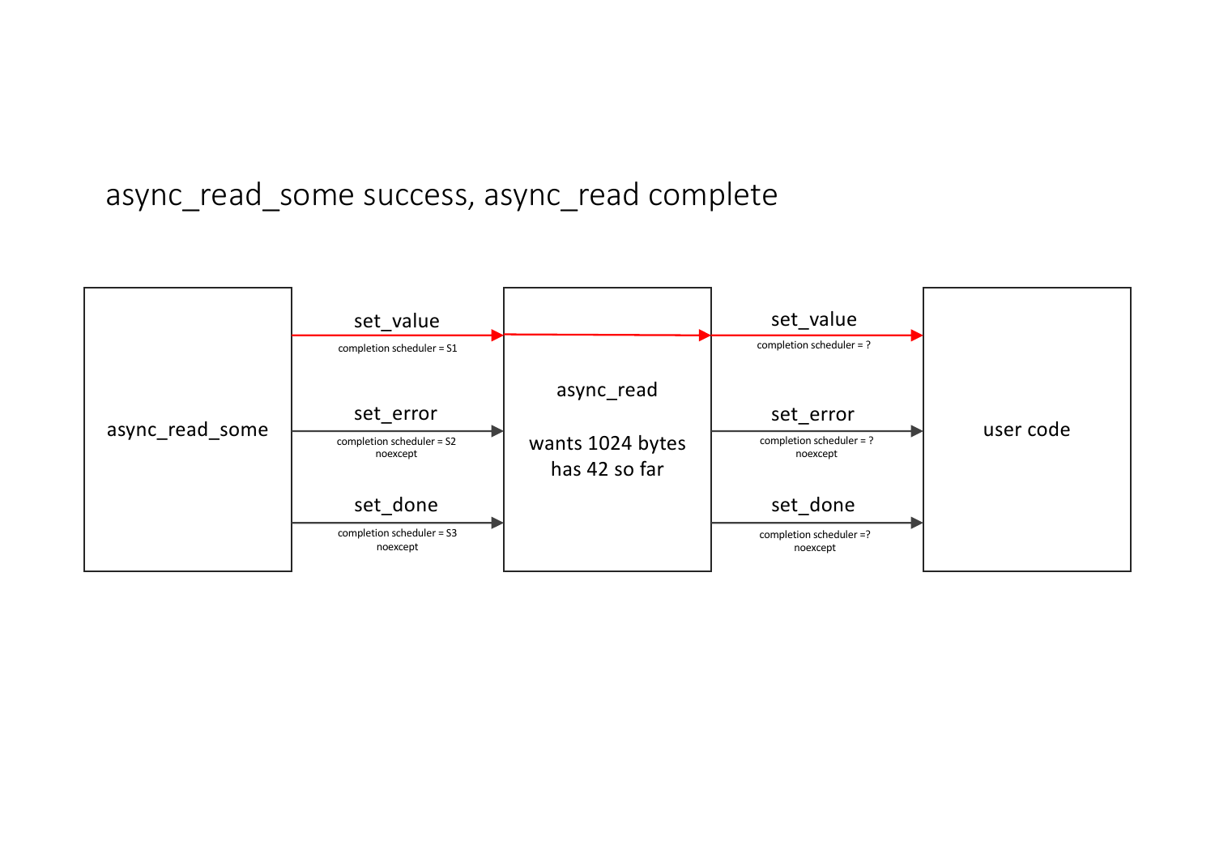# async_read_some success, async_read complete

async_read_some

set_value

completion scheduler = S1

set_error

completion scheduler = S2
noexcept

set_done

completion scheduler = S3
noexcept

async_read

wants 1024 bytes
has 42 so far

set_value

completion scheduler = ?

set_error

completion scheduler = ?
noexcept

set_done

completion scheduler =?
noexcept

user code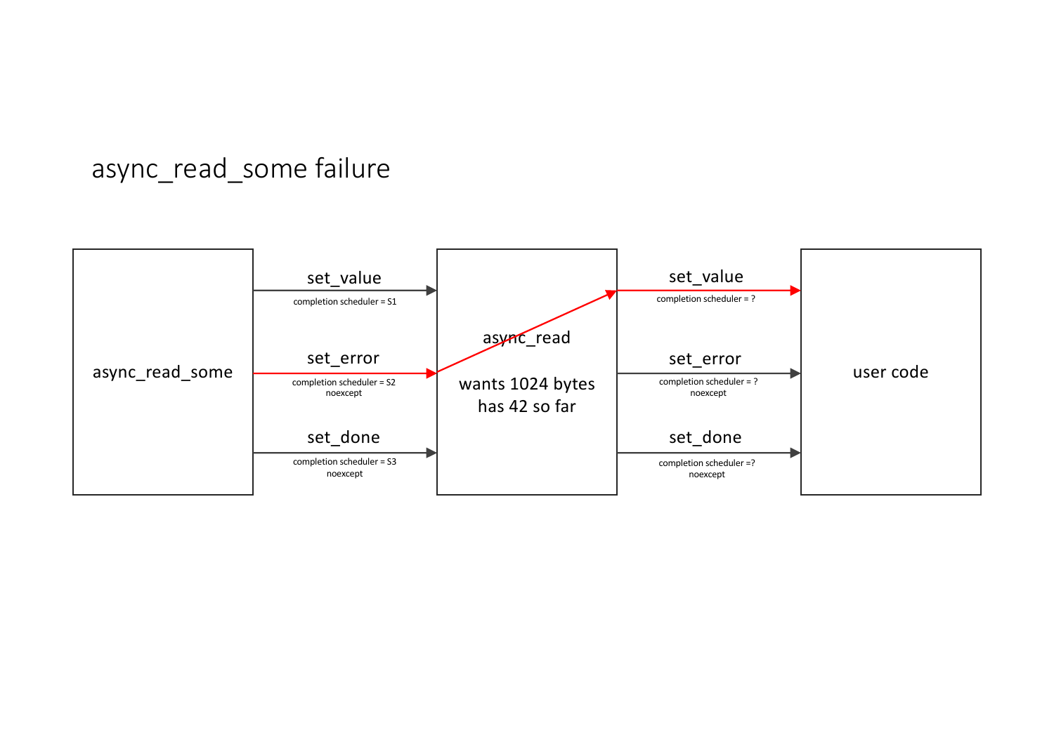# async_read_some failure

async_read_some

set_value
completion scheduler = S1

set_error
completion scheduler = S2
noexcept

set_done
completion scheduler = S3
noexcept

async_read

wants 1024 bytes
has 42 so far

set_value
completion scheduler = ?

set_error
completion scheduler = ?
noexcept

set_done
completion scheduler =?
noexcept

user code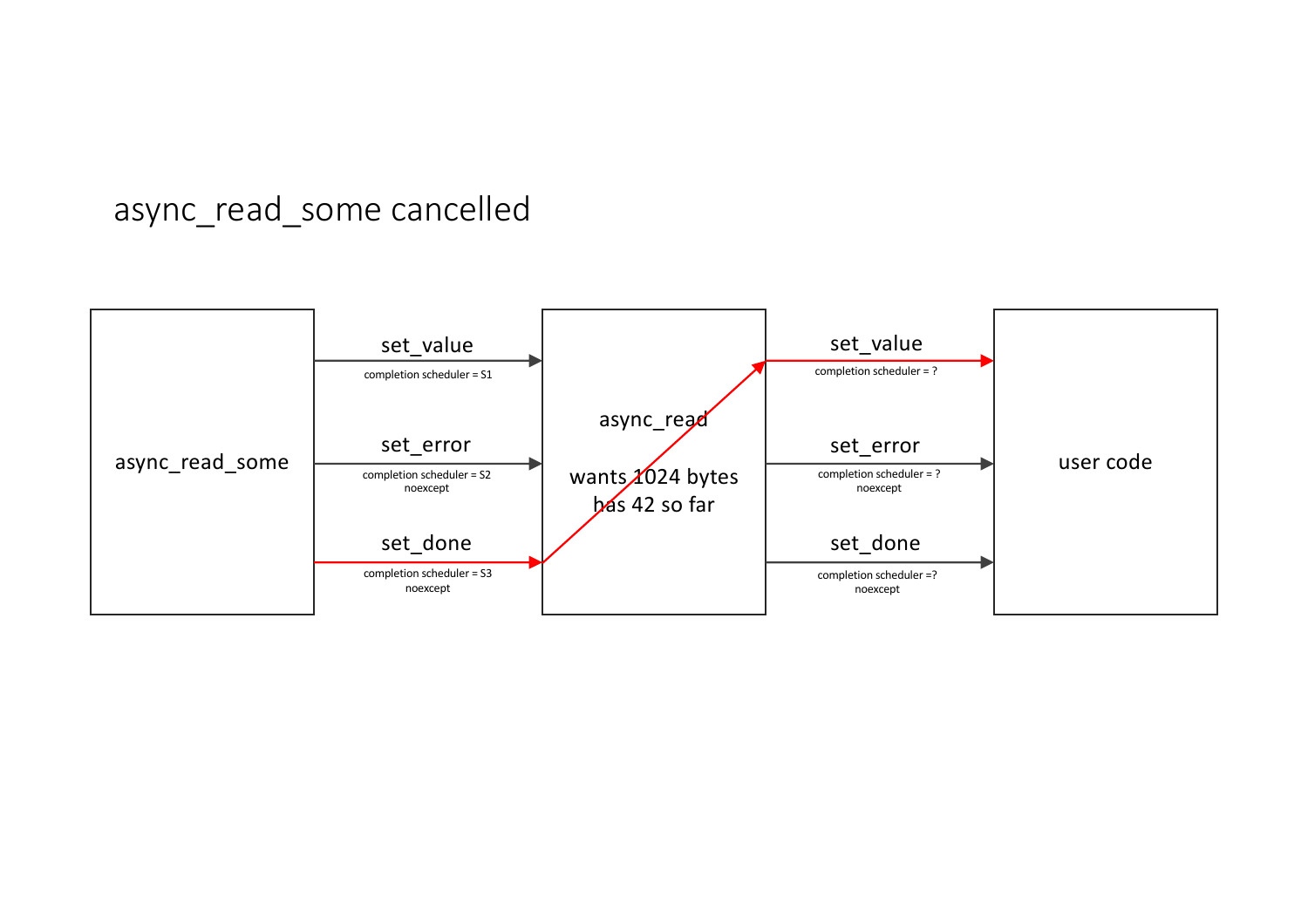# async_read_some cancelled

async_read_some

set_value
completion scheduler = S1

set_error
completion scheduler = S2
noexcept

set_done
completion scheduler = S3
noexcept

async_read

wants 1024 bytes
has 42 so far

set_value
completion scheduler = ?

set_error
completion scheduler = ?
noexcept

set_done
completion scheduler =?
noexcept

user code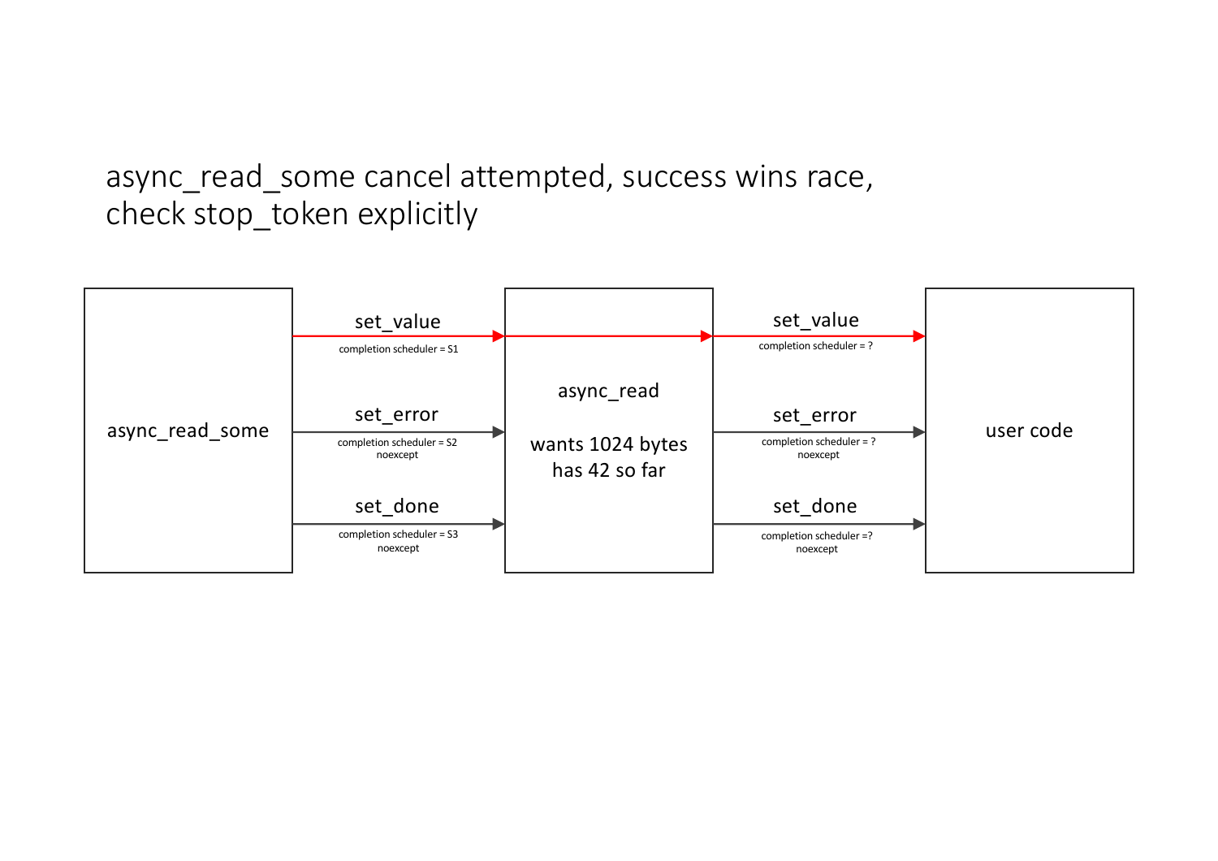# async_read_some cancel attempted, success wins race, check stop_token explicitly

async_read_some

set_value
completion scheduler = S1

set_error
completion scheduler = S2
noexcept

set_done
completion scheduler = S3
noexcept

async_read

wants 1024 bytes
has 42 so far

set_value
completion scheduler = ?

set_error
completion scheduler = ?
noexcept

set_done
completion scheduler =?
noexcept

user code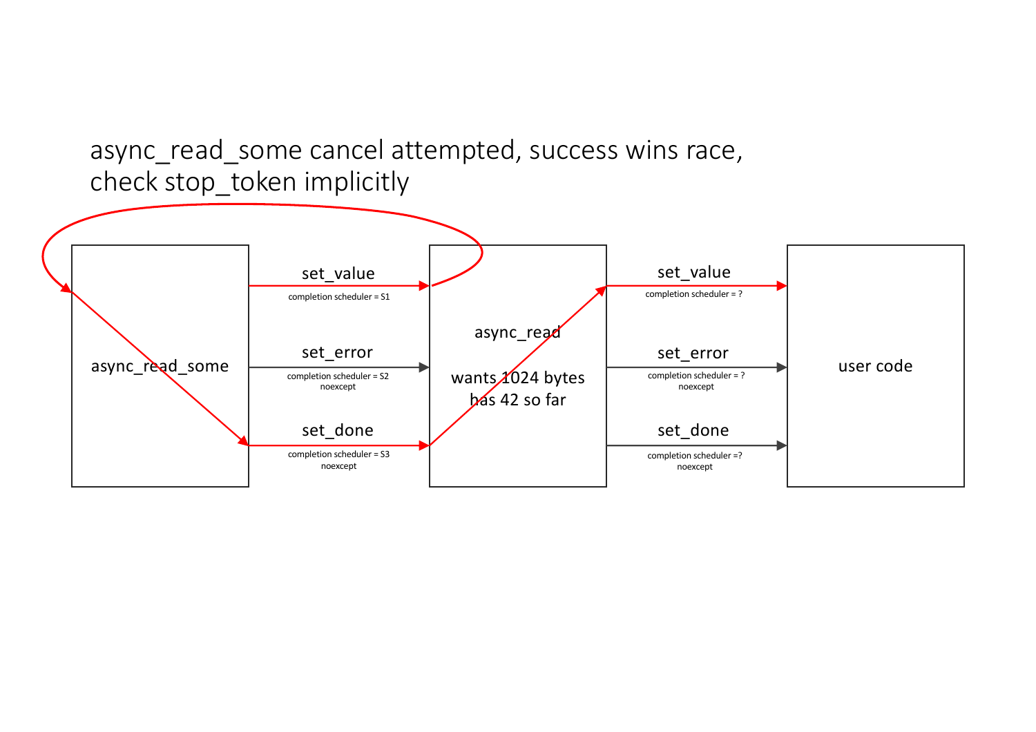# async_read_some cancel attempted, success wins race, check stop_token implicitly

async_read_some

set_value

completion scheduler = S1

set_error

completion scheduler = S2
noexcept

set_done

completion scheduler = S3
noexcept

async_read

wants 1024 bytes
has 42 so far

set_value

completion scheduler = ?

set_error

completion scheduler = ?
noexcept

set_done

completion scheduler =?
noexcept

user code